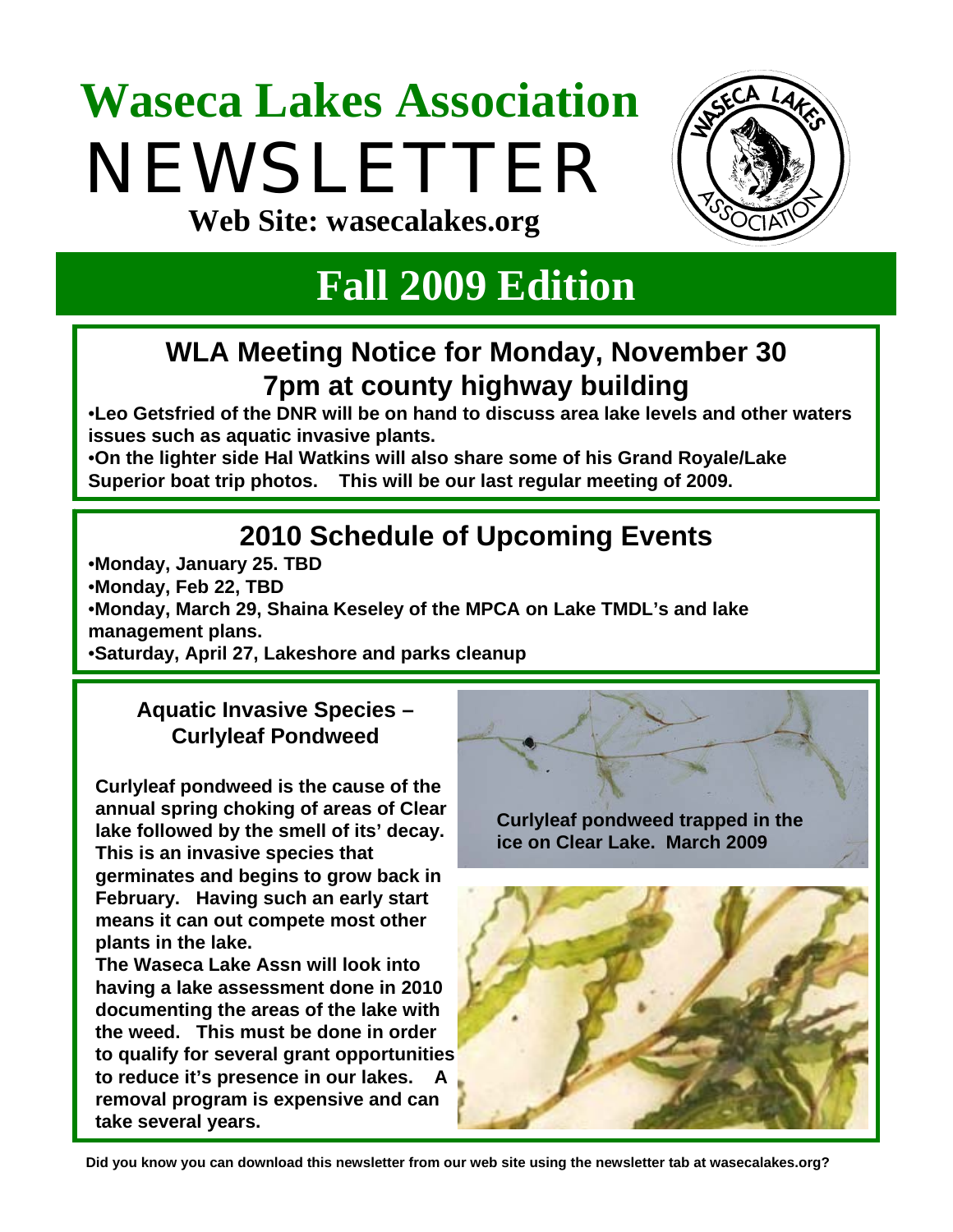# Waseca Lakes Association

# NEWSLETTER

**Web Site: wasecalakes.org**

## Fall 2009 Edition

### WLA Meeting Notice for Monday, November 30
### 7pm at county highway building

- **Leo Getsfried of the DNR will be on hand to discuss area lake levels and other waters issues such as aquatic invasive plants.**
- **On the lighter side Hal Watkins will also share some of his Grand Royale/Lake Superior boat trip photos. This will be our last regular meeting of 2009.**

### 2010 Schedule of Upcoming Events

- **Monday, January 25. TBD**
- **Monday, Feb 22, TBD**
- **Monday, March 29, Shaina Keseley of the MPCA on Lake TMDL's and lake management plans.**
- **Saturday, April 27, Lakeshore and parks cleanup**

### Aquatic Invasive Species – Curlyleaf Pondweed

**Curlyleaf pondweed is the cause of the annual spring choking of areas of Clear lake followed by the smell of its' decay. This is an invasive species that germinates and begins to grow back in February. Having such an early start means it can out compete most other plants in the lake.**

**The Waseca Lake Assn will look into having a lake assessment done in 2010 documenting the areas of the lake with the weed. This must be done in order to qualify for several grant opportunities to reduce it's presence in our lakes. A removal program is expensive and can take several years.**

**Curlyleaf pondweed trapped in the ice on Clear Lake. March 2009**

**Did you know you can download this newsletter from our web site using the newsletter tab at wasecalakes.org?**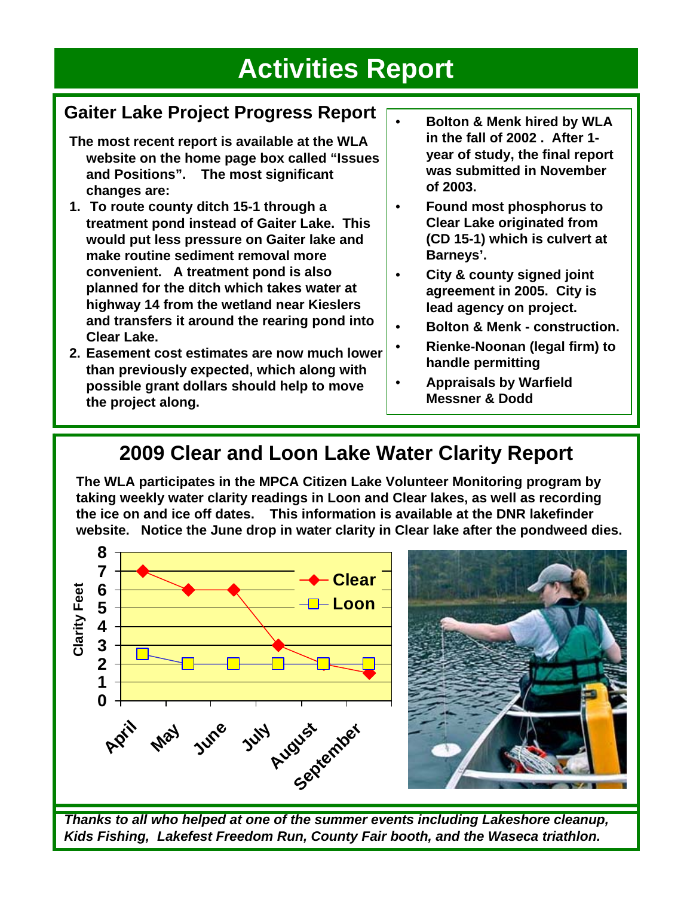# Activities Report

## Gaiter Lake Project Progress Report

**The most recent report is available at the WLA website on the home page box called "Issues and Positions". The most significant changes are:**

1. **To route county ditch 15-1 through a treatment pond instead of Gaiter Lake. This would put less pressure on Gaiter lake and make routine sediment removal more convenient. A treatment pond is also planned for the ditch which takes water at highway 14 from the wetland near Kieslers and transfers it around the rearing pond into Clear Lake.**
2. **Easement cost estimates are now much lower than previously expected, which along with possible grant dollars should help to move the project along.**

- **Bolton & Menk hired by WLA in the fall of 2002. After 1-year of study, the final report was submitted in November of 2003.**
- **Found most phosphorus to Clear Lake originated from (CD 15-1) which is culvert at Barneys'.**
- **City & county signed joint agreement in 2005. City is lead agency on project.**
- **Bolton & Menk - construction.**
- **Rienke-Noonan (legal firm) to handle permitting**
- **Appraisals by Warfield Messner & Dodd**

## 2009 Clear and Loon Lake Water Clarity Report

**The WLA participates in the MPCA Citizen Lake Volunteer Monitoring program by taking weekly water clarity readings in Loon and Clear lakes, as well as recording the ice on and ice off dates. This information is available at the DNR lakefinder website. Notice the June drop in water clarity in Clear lake after the pondweed dies.**

Clarity Feet
8
7
6
5
4
3
2
1
0
April
May
June
July
August
September
Clear
Loon

***Thanks to all who helped at one of the summer events including Lakeshore cleanup, Kids Fishing, Lakefest Freedom Run, County Fair booth, and the Waseca triathlon.***